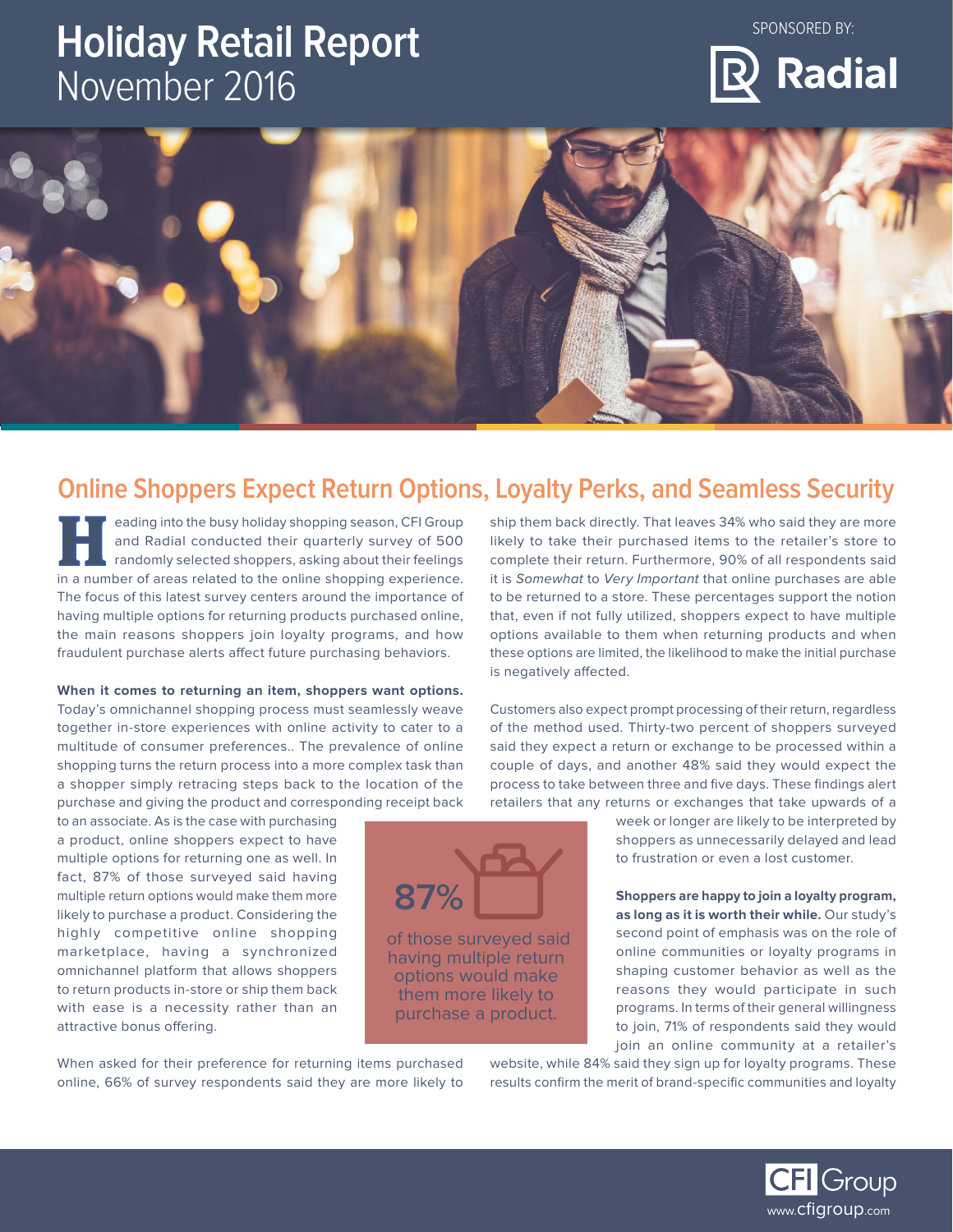# Holiday Retail Report
November 2016

SPONSORED BY: Radial

## Online Shoppers Expect Return Options, Loyalty Perks, and Seamless Security

Heading into the busy holiday shopping season, CFI Group and Radial conducted their quarterly survey of 500 randomly selected shoppers, asking about their feelings in a number of areas related to the online shopping experience. The focus of this latest survey centers around the importance of having multiple options for returning products purchased online, the main reasons shoppers join loyalty programs, and how fraudulent purchase alerts affect future purchasing behaviors.

**When it comes to returning an item, shoppers want options.** Today's omnichannel shopping process must seamlessly weave together in-store experiences with online activity to cater to a multitude of consumer preferences.. The prevalence of online shopping turns the return process into a more complex task than a shopper simply retracing steps back to the location of the purchase and giving the product and corresponding receipt back to an associate. As is the case with purchasing a product, online shoppers expect to have multiple options for returning one as well. In fact, 87% of those surveyed said having multiple return options would make them more likely to purchase a product. Considering the highly competitive online shopping marketplace, having a synchronized omnichannel platform that allows shoppers to return products in-store or ship them back with ease is a necessity rather than an attractive bonus offering.

> **87%** of those surveyed said having multiple return options would make them more likely to purchase a product.

When asked for their preference for returning items purchased online, 66% of survey respondents said they are more likely to ship them back directly. That leaves 34% who said they are more likely to take their purchased items to the retailer's store to complete their return. Furthermore, 90% of all respondents said it is *Somewhat* to *Very Important* that online purchases are able to be returned to a store. These percentages support the notion that, even if not fully utilized, shoppers expect to have multiple options available to them when returning products and when these options are limited, the likelihood to make the initial purchase is negatively affected.

Customers also expect prompt processing of their return, regardless of the method used. Thirty-two percent of shoppers surveyed said they expect a return or exchange to be processed within a couple of days, and another 48% said they would expect the process to take between three and five days. These findings alert retailers that any returns or exchanges that take upwards of a week or longer are likely to be interpreted by shoppers as unnecessarily delayed and lead to frustration or even a lost customer.

**Shoppers are happy to join a loyalty program, as long as it is worth their while.** Our study's second point of emphasis was on the role of online communities or loyalty programs in shaping customer behavior as well as the reasons they would participate in such programs. In terms of their general willingness to join, 71% of respondents said they would join an online community at a retailer's website, while 84% said they sign up for loyalty programs. These results confirm the merit of brand-specific communities and loyalty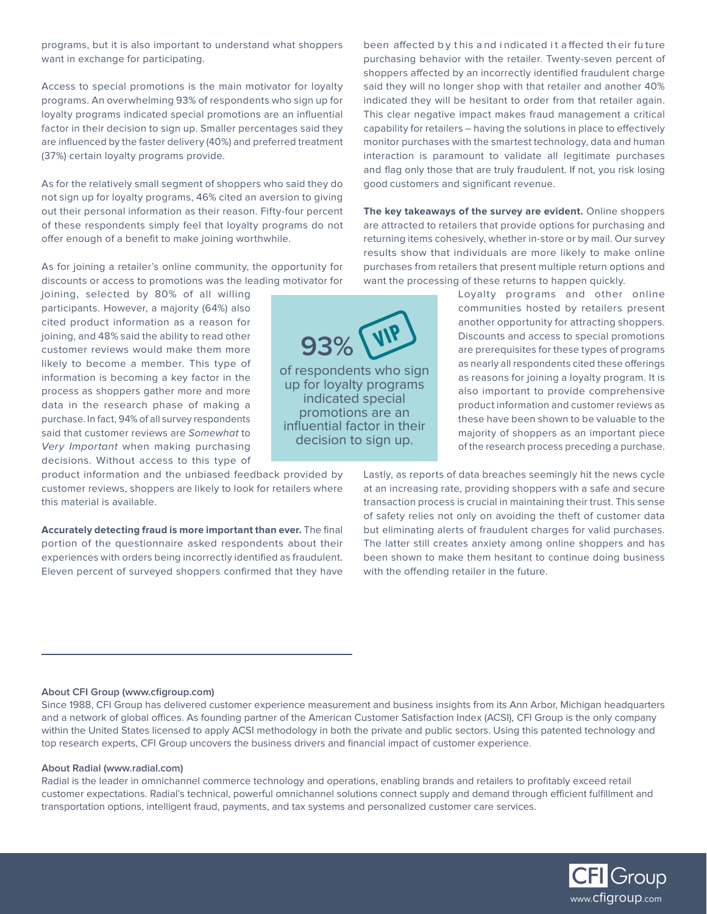programs, but it is also important to understand what shoppers want in exchange for participating.

Access to special promotions is the main motivator for loyalty programs. An overwhelming 93% of respondents who sign up for loyalty programs indicated special promotions are an influential factor in their decision to sign up. Smaller percentages said they are influenced by the faster delivery (40%) and preferred treatment (37%) certain loyalty programs provide.

As for the relatively small segment of shoppers who said they do not sign up for loyalty programs, 46% cited an aversion to giving out their personal information as their reason. Fifty-four percent of these respondents simply feel that loyalty programs do not offer enough of a benefit to make joining worthwhile.

As for joining a retailer's online community, the opportunity for discounts or access to promotions was the leading motivator for joining, selected by 80% of all willing participants. However, a majority (64%) also cited product information as a reason for joining, and 48% said the ability to read other customer reviews would make them more likely to become a member. This type of information is becoming a key factor in the process as shoppers gather more and more data in the research phase of making a purchase. In fact, 94% of all survey respondents said that customer reviews are *Somewhat* to *Very Important* when making purchasing decisions. Without access to this type of product information and the unbiased feedback provided by customer reviews, shoppers are likely to look for retailers where this material is available.

93% VIP

of respondents who sign up for loyalty programs indicated special promotions are an influential factor in their decision to sign up.

**Accurately detecting fraud is more important than ever.** The final portion of the questionnaire asked respondents about their experiences with orders being incorrectly identified as fraudulent. Eleven percent of surveyed shoppers confirmed that they have been affected by this and indicated it affected their future purchasing behavior with the retailer. Twenty-seven percent of shoppers affected by an incorrectly identified fraudulent charge said they will no longer shop with that retailer and another 40% indicated they will be hesitant to order from that retailer again. This clear negative impact makes fraud management a critical capability for retailers – having the solutions in place to effectively monitor purchases with the smartest technology, data and human interaction is paramount to validate all legitimate purchases and flag only those that are truly fraudulent. If not, you risk losing good customers and significant revenue.

**The key takeaways of the survey are evident.** Online shoppers are attracted to retailers that provide options for purchasing and returning items cohesively, whether in-store or by mail. Our survey results show that individuals are more likely to make online purchases from retailers that present multiple return options and want the processing of these returns to happen quickly.

Loyalty programs and other online communities hosted by retailers present another opportunity for attracting shoppers. Discounts and access to special promotions are prerequisites for these types of programs as nearly all respondents cited these offerings as reasons for joining a loyalty program. It is also important to provide comprehensive product information and customer reviews as these have been shown to be valuable to the majority of shoppers as an important piece of the research process preceding a purchase.

Lastly, as reports of data breaches seemingly hit the news cycle at an increasing rate, providing shoppers with a safe and secure transaction process is crucial in maintaining their trust. This sense of safety relies not only on avoiding the theft of customer data but eliminating alerts of fraudulent charges for valid purchases. The latter still creates anxiety among online shoppers and has been shown to make them hesitant to continue doing business with the offending retailer in the future.

**About CFI Group (www.cfigroup.com)**

Since 1988, CFI Group has delivered customer experience measurement and business insights from its Ann Arbor, Michigan headquarters and a network of global offices. As founding partner of the American Customer Satisfaction Index (ACSI), CFI Group is the only company within the United States licensed to apply ACSI methodology in both the private and public sectors. Using this patented technology and top research experts, CFI Group uncovers the business drivers and financial impact of customer experience.

**About Radial (www.radial.com)**

Radial is the leader in omnichannel commerce technology and operations, enabling brands and retailers to profitably exceed retail customer expectations. Radial's technical, powerful omnichannel solutions connect supply and demand through efficient fulfillment and transportation options, intelligent fraud, payments, and tax systems and personalized customer care services.

CFI Group
www.cfigroup.com